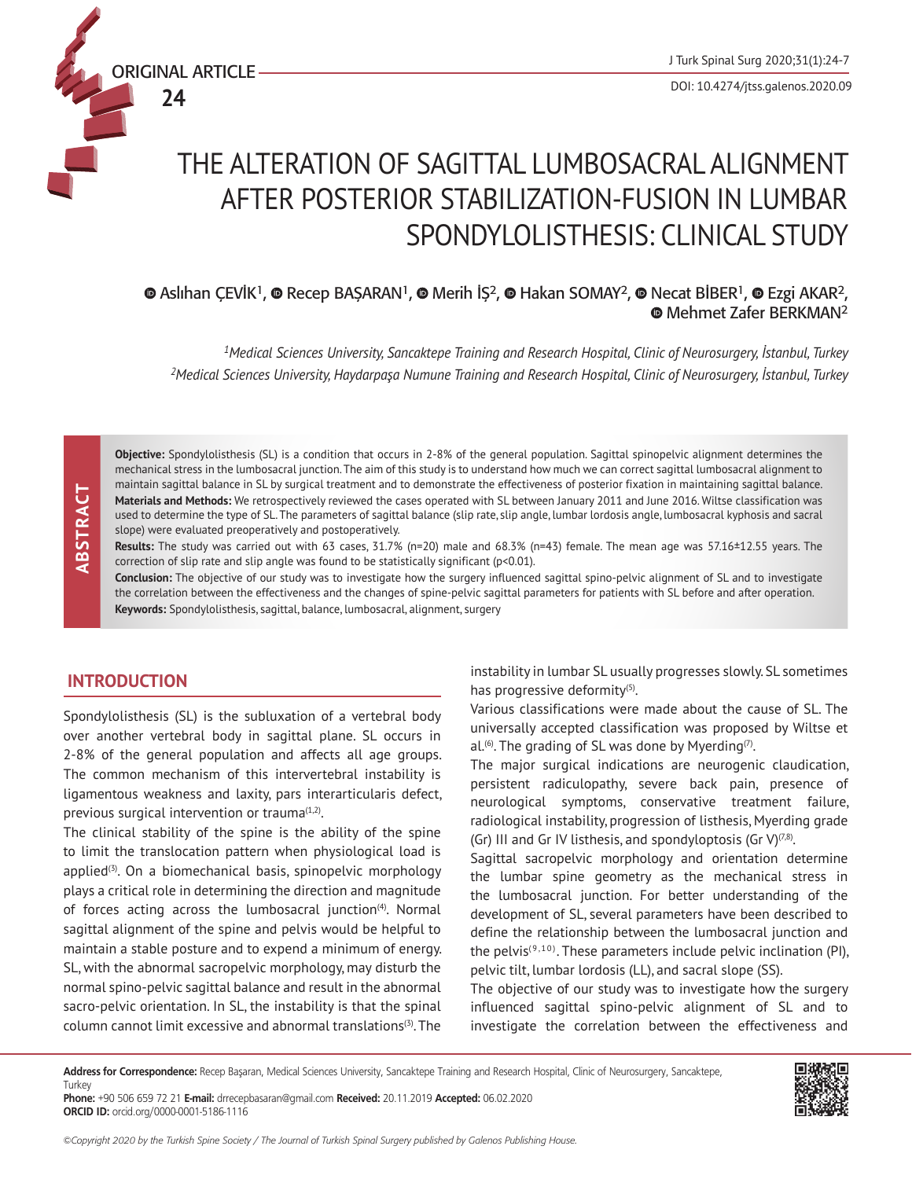ORIGINAL ARTICLE

# THE ALTERATION OF SAGITTAL LUMBOSACRAL ALIGNMENT AFTER POSTERIOR STABILIZATION-FUSION IN LUMBAR SPONDYLOLISTHESIS: CLINICAL STUDY

Aslıhan ÇEVİK[1], Recep BAŞARAN[1], Merih İŞ[2], Hakan SOMAY[2], Necat BİBER[1], Ezgi AKAR[2], Mehmet Zafer BERKMAN[2]

*[1]Medical Sciences University, Sancaktepe Training and Research Hospital, Clinic of Neurosurgery, İstanbul, Turkey*
*[2]Medical Sciences University, Haydarpaşa Numune Training and Research Hospital, Clinic of Neurosurgery, İstanbul, Turkey*

## ABSTRACT

**Objective:** Spondylolisthesis (SL) is a condition that occurs in 2-8% of the general population. Sagittal spinopelvic alignment determines the mechanical stress in the lumbosacral junction. The aim of this study is to understand how much we can correct sagittal lumbosacral alignment to maintain sagittal balance in SL by surgical treatment and to demonstrate the effectiveness of posterior fixation in maintaining sagittal balance.

**Materials and Methods:** We retrospectively reviewed the cases operated with SL between January 2011 and June 2016. Wiltse classification was used to determine the type of SL. The parameters of sagittal balance (slip rate, slip angle, lumbar lordosis angle, lumbosacral kyphosis and sacral slope) were evaluated preoperatively and postoperatively.

**Results:** The study was carried out with 63 cases, 31.7% (n=20) male and 68.3% (n=43) female. The mean age was 57.16±12.55 years. The correction of slip rate and slip angle was found to be statistically significant ($p<0.01$).

**Conclusion:** The objective of our study was to investigate how the surgery influenced sagittal spino-pelvic alignment of SL and to investigate the correlation between the effectiveness and the changes of spine-pelvic sagittal parameters for patients with SL before and after operation.

**Keywords:** Spondylolisthesis, sagittal, balance, lumbosacral, alignment, surgery

## INTRODUCTION

Spondylolisthesis (SL) is the subluxation of a vertebral body over another vertebral body in sagittal plane. SL occurs in 2-8% of the general population and affects all age groups. The common mechanism of this intervertebral instability is ligamentous weakness and laxity, pars interarticularis defect, previous surgical intervention or trauma[1,2].

The clinical stability of the spine is the ability of the spine to limit the translocation pattern when physiological load is applied[3]. On a biomechanical basis, spinopelvic morphology plays a critical role in determining the direction and magnitude of forces acting across the lumbosacral junction[4]. Normal sagittal alignment of the spine and pelvis would be helpful to maintain a stable posture and to expend a minimum of energy. SL, with the abnormal sacropelvic morphology, may disturb the normal spino-pelvic sagittal balance and result in the abnormal sacro-pelvic orientation. In SL, the instability is that the spinal column cannot limit excessive and abnormal translations[3]. The instability in lumbar SL usually progresses slowly. SL sometimes has progressive deformity[5].

Various classifications were made about the cause of SL. The universally accepted classification was proposed by Wiltse et al.[6]. The grading of SL was done by Myerding[7].

The major surgical indications are neurogenic claudication, persistent radiculopathy, severe back pain, presence of neurological symptoms, conservative treatment failure, radiological instability, progression of listhesis, Myerding grade (Gr) III and Gr IV listhesis, and spondyloptosis (Gr V)[7,8].

Sagittal sacropelvic morphology and orientation determine the lumbar spine geometry as the mechanical stress in the lumbosacral junction. For better understanding of the development of SL, several parameters have been described to define the relationship between the lumbosacral junction and the pelvis[9,10]. These parameters include pelvic inclination (PI), pelvic tilt, lumbar lordosis (LL), and sacral slope (SS).

The objective of our study was to investigate how the surgery influenced sagittal spino-pelvic alignment of SL and to investigate the correlation between the effectiveness and

**Address for Correspondence:** Recep Başaran, Medical Sciences University, Sancaktepe Training and Research Hospital, Clinic of Neurosurgery, Sancaktepe, Turkey
**Phone:** +90 506 659 72 21 **E-mail:** drrecepbasaran@gmail.com **Received:** 20.11.2019 **Accepted:** 06.02.2020
**ORCID ID:** orcid.org/0000-0001-5186-1116

*©Copyright 2020 by the Turkish Spine Society / The Journal of Turkish Spinal Surgery published by Galenos Publishing House.*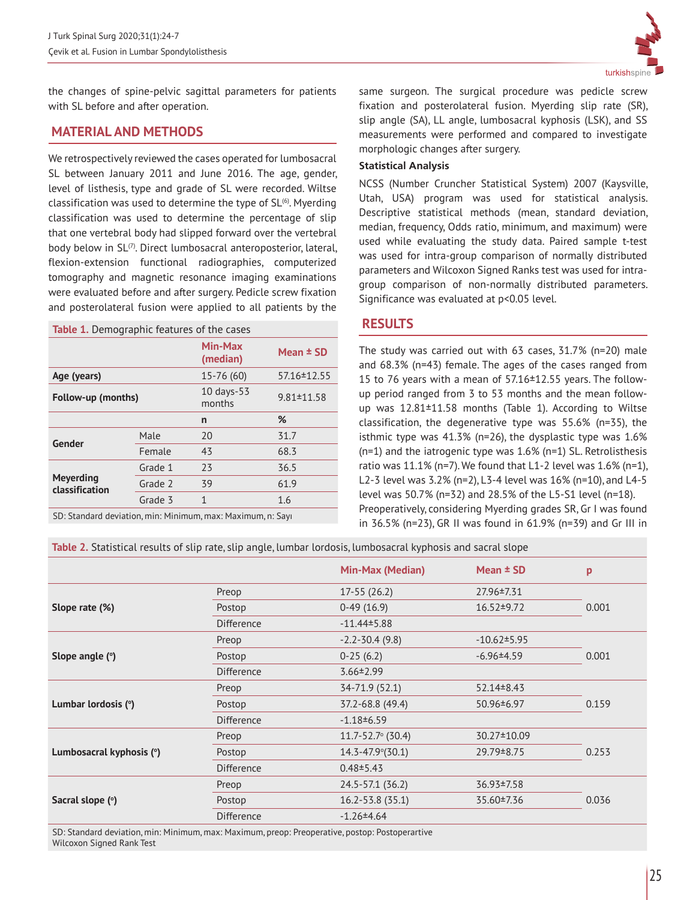the changes of spine-pelvic sagittal parameters for patients with SL before and after operation.

## MATERIAL AND METHODS

We retrospectively reviewed the cases operated for lumbosacral SL between January 2011 and June 2016. The age, gender, level of listhesis, type and grade of SL were recorded. Wiltse classification was used to determine the type of SL[6]. Myerding classification was used to determine the percentage of slip that one vertebral body had slipped forward over the vertebral body below in SL[7]. Direct lumbosacral anteroposterior, lateral, flexion-extension functional radiographies, computerized tomography and magnetic resonance imaging examinations were evaluated before and after surgery. Pedicle screw fixation and posterolateral fusion were applied to all patients by the same surgeon. The surgical procedure was pedicle screw fixation and posterolateral fusion. Myerding slip rate (SR), slip angle (SA), LL angle, lumbosacral kyphosis (LSK), and SS measurements were performed and compared to investigate morphologic changes after surgery.

**Table 1.** Demographic features of the cases

| | | Min-Max (median) | Mean ± SD |
|---|---|---|---|
| Age (years) | | 15-76 (60) | 57.16±12.55 |
| Follow-up (months) | | 10 days-53 months | 9.81±11.58 |
| | | n | % |
| Gender | Male | 20 | 31.7 |
| | Female | 43 | 68.3 |
| Meyerding classification | Grade 1 | 23 | 36.5 |
| | Grade 2 | 39 | 61.9 |
| | Grade 3 | 1 | 1.6 |

SD: Standard deviation, min: Minimum, max: Maximum, n: Sayı

### Statistical Analysis

NCSS (Number Cruncher Statistical System) 2007 (Kaysville, Utah, USA) program was used for statistical analysis. Descriptive statistical methods (mean, standard deviation, median, frequency, Odds ratio, minimum, and maximum) were used while evaluating the study data. Paired sample t-test was used for intra-group comparison of normally distributed parameters and Wilcoxon Signed Ranks test was used for intra-group comparison of non-normally distributed parameters. Significance was evaluated at p<0.05 level.

## RESULTS

The study was carried out with 63 cases, 31.7% (n=20) male and 68.3% (n=43) female. The ages of the cases ranged from 15 to 76 years with a mean of 57.16±12.55 years. The follow-up period ranged from 3 to 53 months and the mean follow-up was 12.81±11.58 months (Table 1). According to Wiltse classification, the degenerative type was 55.6% (n=35), the isthmic type was 41.3% (n=26), the dysplastic type was 1.6% (n=1) and the iatrogenic type was 1.6% (n=1) SL. Retrolisthesis ratio was 11.1% (n=7). We found that L1-2 level was 1.6% (n=1), L2-3 level was 3.2% (n=2), L3-4 level was 16% (n=10), and L4-5 level was 50.7% (n=32) and 28.5% of the L5-S1 level (n=18). Preoperatively, considering Myerding grades SR, Gr I was found in 36.5% (n=23), GR II was found in 61.9% (n=39) and Gr III in

**Table 2.** Statistical results of slip rate, slip angle, lumbar lordosis, lumbosacral kyphosis and sacral slope

| | | Min-Max (Median) | Mean ± SD | p |
|---|---|---|---|---|
| Slope rate (%) | Preop | 17-55 (26.2) | 27.96±7.31 | 0.001 |
| | Postop | 0-49 (16.9) | 16.52±9.72 | |
| | Difference | -11.44±5.88 | | |
| Slope angle (°) | Preop | -2.2-30.4 (9.8) | -10.62±5.95 | 0.001 |
| | Postop | 0-25 (6.2) | -6.96±4.59 | |
| | Difference | 3.66±2.99 | | |
| Lumbar lordosis (°) | Preop | 34-71.9 (52.1) | 52.14±8.43 | 0.159 |
| | Postop | 37.2-68.8 (49.4) | 50.96±6.97 | |
| | Difference | -1.18±6.59 | | |
| Lumbosacral kyphosis (°) | Preop | 11.7-52.7° (30.4) | 30.27±10.09 | 0.253 |
| | Postop | 14.3-47.9°(30.1) | 29.79±8.75 | |
| | Difference | 0.48±5.43 | | |
| Sacral slope (°) | Preop | 24.5-57.1 (36.2) | 36.93±7.58 | 0.036 |
| | Postop | 16.2-53.8 (35.1) | 35.60±7.36 | |
| | Difference | -1.26±4.64 | | |

SD: Standard deviation, min: Minimum, max: Maximum, preop: Preoperative, postop: Postoperartive
Wilcoxon Signed Rank Test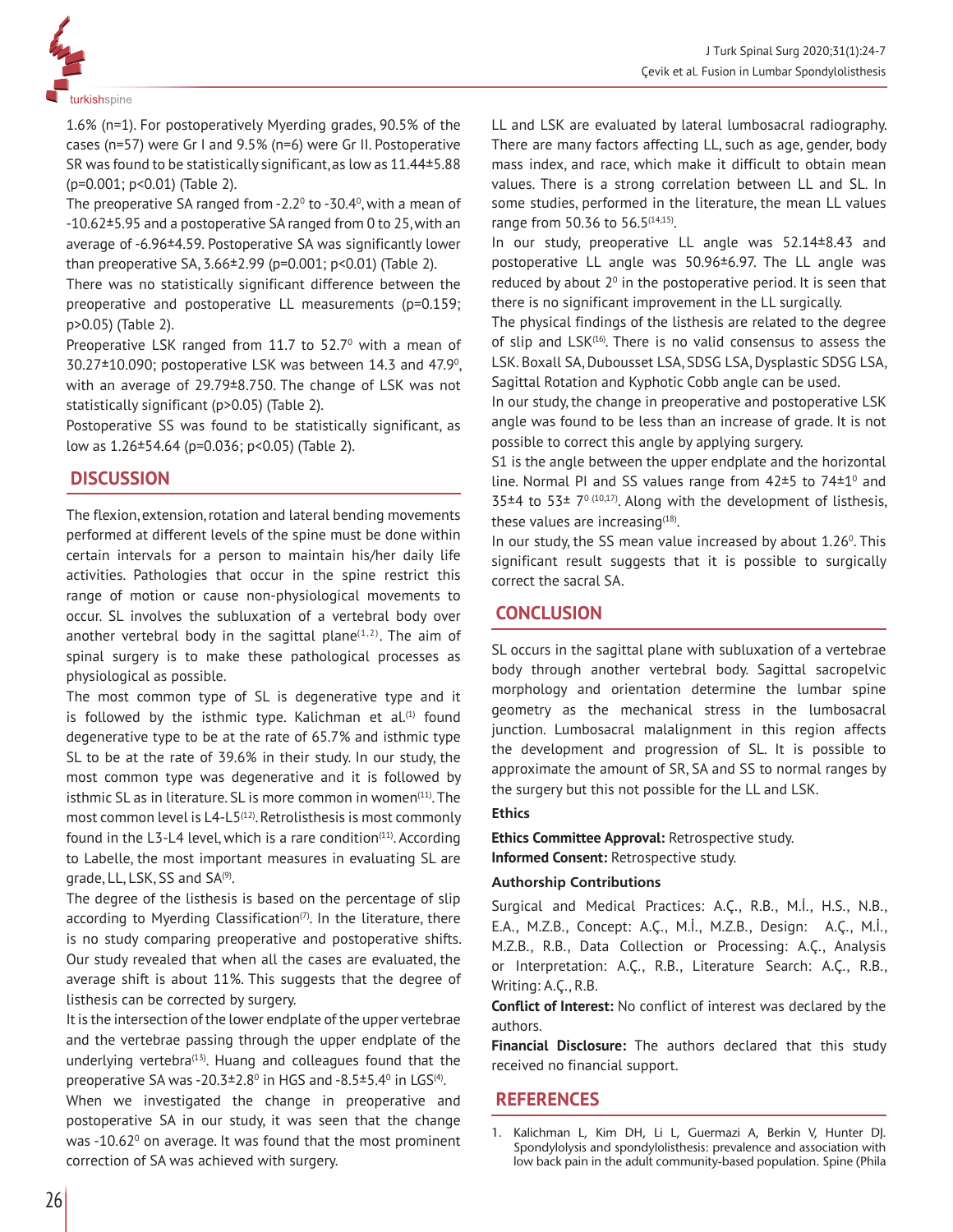1.6% (n=1). For postoperatively Myerding grades, 90.5% of the cases (n=57) were Gr I and 9.5% (n=6) were Gr II. Postoperative SR was found to be statistically significant, as low as 11.44±5.88 ($p=0.001$; $p<0.01$) (Table 2).

The preoperative SA ranged from -2.2$^0$ to -30.4$^0$, with a mean of -10.62±5.95 and a postoperative SA ranged from 0 to 25, with an average of -6.96±4.59. Postoperative SA was significantly lower than preoperative SA, 3.66±2.99 ($p=0.001$; $p<0.01$) (Table 2).

There was no statistically significant difference between the preoperative and postoperative LL measurements ($p=0.159$; $p>0.05$) (Table 2).

Preoperative LSK ranged from 11.7 to 52.7$^0$ with a mean of 30.27±10.090; postoperative LSK was between 14.3 and 47.9$^0$, with an average of 29.79±8.750. The change of LSK was not statistically significant ($p>0.05$) (Table 2).

Postoperative SS was found to be statistically significant, as low as 1.26±54.64 ($p=0.036$; $p<0.05$) (Table 2).

## DISCUSSION

The flexion, extension, rotation and lateral bending movements performed at different levels of the spine must be done within certain intervals for a person to maintain his/her daily life activities. Pathologies that occur in the spine restrict this range of motion or cause non-physiological movements to occur. SL involves the subluxation of a vertebral body over another vertebral body in the sagittal plane[1,2]. The aim of spinal surgery is to make these pathological processes as physiological as possible.

The most common type of SL is degenerative type and it is followed by the isthmic type. Kalichman et al.[1] found degenerative type to be at the rate of 65.7% and isthmic type SL to be at the rate of 39.6% in their study. In our study, the most common type was degenerative and it is followed by isthmic SL as in literature. SL is more common in women[11]. The most common level is L4-L5[12]. Retrolisthesis is most commonly found in the L3-L4 level, which is a rare condition[11]. According to Labelle, the most important measures in evaluating SL are grade, LL, LSK, SS and SA[9].

The degree of the listhesis is based on the percentage of slip according to Myerding Classification[7]. In the literature, there is no study comparing preoperative and postoperative shifts. Our study revealed that when all the cases are evaluated, the average shift is about 11%. This suggests that the degree of listhesis can be corrected by surgery.

It is the intersection of the lower endplate of the upper vertebrae and the vertebrae passing through the upper endplate of the underlying vertebra[13]. Huang and colleagues found that the preoperative SA was -20.3±2.8$^0$ in HGS and -8.5±5.4$^0$ in LGS[4].

When we investigated the change in preoperative and postoperative SA in our study, it was seen that the change was -10.62$^0$ on average. It was found that the most prominent correction of SA was achieved with surgery.

LL and LSK are evaluated by lateral lumbosacral radiography. There are many factors affecting LL, such as age, gender, body mass index, and race, which make it difficult to obtain mean values. There is a strong correlation between LL and SL. In some studies, performed in the literature, the mean LL values range from 50.36 to 56.5[14,15].

In our study, preoperative LL angle was 52.14±8.43 and postoperative LL angle was 50.96±6.97. The LL angle was reduced by about 2$^0$ in the postoperative period. It is seen that there is no significant improvement in the LL surgically.

The physical findings of the listhesis are related to the degree of slip and LSK[16]. There is no valid consensus to assess the LSK. Boxall SA, Dubousset LSA, SDSG LSA, Dysplastic SDSG LSA, Sagittal Rotation and Kyphotic Cobb angle can be used.

In our study, the change in preoperative and postoperative LSK angle was found to be less than an increase of grade. It is not possible to correct this angle by applying surgery.

S1 is the angle between the upper endplate and the horizontal line. Normal PI and SS values range from 42±5 to 74±1$^0$ and 35±4 to 53± 7$^0$ [10,17]. Along with the development of listhesis, these values are increasing[18].

In our study, the SS mean value increased by about 1.26$^0$. This significant result suggests that it is possible to surgically correct the sacral SA.

## CONCLUSION

SL occurs in the sagittal plane with subluxation of a vertebrae body through another vertebral body. Sagittal sacropelvic morphology and orientation determine the lumbar spine geometry as the mechanical stress in the lumbosacral junction. Lumbosacral malalignment in this region affects the development and progression of SL. It is possible to approximate the amount of SR, SA and SS to normal ranges by the surgery but this not possible for the LL and LSK.

### Ethics

**Ethics Committee Approval:** Retrospective study.

**Informed Consent:** Retrospective study.

### Authorship Contributions

Surgical and Medical Practices: A.Ç., R.B., M.İ., H.S., N.B., E.A., M.Z.B., Concept: A.Ç., M.İ., M.Z.B., Design: A.Ç., M.İ., M.Z.B., R.B., Data Collection or Processing: A.Ç., Analysis or Interpretation: A.Ç., R.B., Literature Search: A.Ç., R.B., Writing: A.Ç., R.B.

**Conflict of Interest:** No conflict of interest was declared by the authors.

**Financial Disclosure:** The authors declared that this study received no financial support.

## REFERENCES

1. Kalichman L, Kim DH, Li L, Guermazi A, Berkin V, Hunter DJ. Spondylolysis and spondylolisthesis: prevalence and association with low back pain in the adult community-based population. Spine (Phila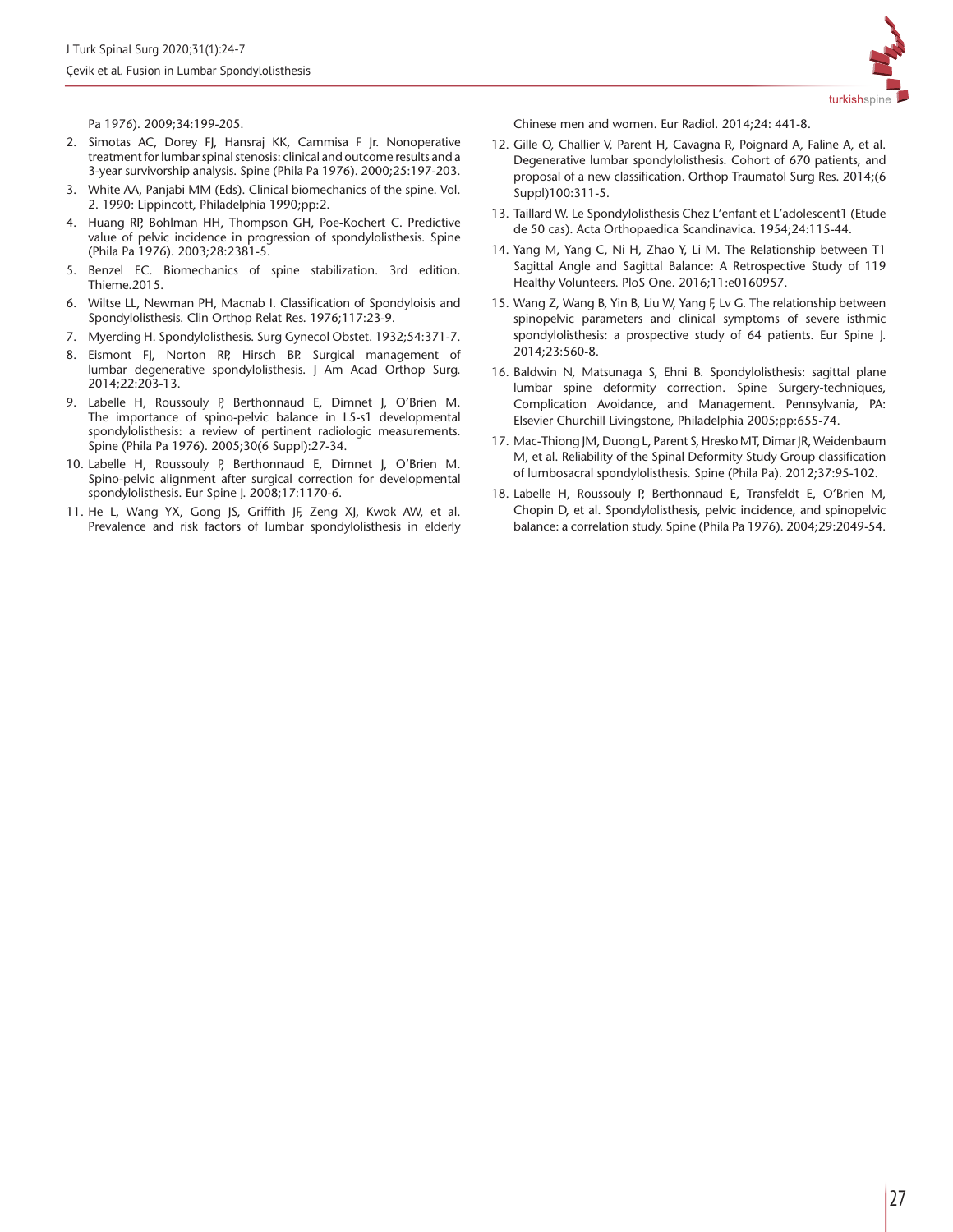Pa 1976). 2009;34:199-205.

2. Simotas AC, Dorey FJ, Hansraj KK, Cammisa F Jr. Nonoperative treatment for lumbar spinal stenosis: clinical and outcome results and a 3-year survivorship analysis. Spine (Phila Pa 1976). 2000;25:197-203.
3. White AA, Panjabi MM (Eds). Clinical biomechanics of the spine. Vol. 2. 1990: Lippincott, Philadelphia 1990;pp:2.
4. Huang RP, Bohlman HH, Thompson GH, Poe-Kochert C. Predictive value of pelvic incidence in progression of spondylolisthesis. Spine (Phila Pa 1976). 2003;28:2381-5.
5. Benzel EC. Biomechanics of spine stabilization. 3rd edition. Thieme.2015.
6. Wiltse LL, Newman PH, Macnab I. Classification of Spondyloisis and Spondylolisthesis. Clin Orthop Relat Res. 1976;117:23-9.
7. Myerding H. Spondylolisthesis. Surg Gynecol Obstet. 1932;54:371-7.
8. Eismont FJ, Norton RP, Hirsch BP. Surgical management of lumbar degenerative spondylolisthesis. J Am Acad Orthop Surg. 2014;22:203-13.
9. Labelle H, Roussouly P, Berthonnaud E, Dimnet J, O'Brien M. The importance of spino-pelvic balance in L5-s1 developmental spondylolisthesis: a review of pertinent radiologic measurements. Spine (Phila Pa 1976). 2005;30(6 Suppl):27-34.
10. Labelle H, Roussouly P, Berthonnaud E, Dimnet J, O'Brien M. Spino-pelvic alignment after surgical correction for developmental spondylolisthesis. Eur Spine J. 2008;17:1170-6.
11. He L, Wang YX, Gong JS, Griffith JF, Zeng XJ, Kwok AW, et al. Prevalence and risk factors of lumbar spondylolisthesis in elderly Chinese men and women. Eur Radiol. 2014;24: 441-8.
12. Gille O, Challier V, Parent H, Cavagna R, Poignard A, Faline A, et al. Degenerative lumbar spondylolisthesis. Cohort of 670 patients, and proposal of a new classification. Orthop Traumatol Surg Res. 2014;(6 Suppl)100:311-5.
13. Taillard W. Le Spondylolisthesis Chez L'enfant et L'adolescent1 (Etude de 50 cas). Acta Orthopaedica Scandinavica. 1954;24:115-44.
14. Yang M, Yang C, Ni H, Zhao Y, Li M. The Relationship between T1 Sagittal Angle and Sagittal Balance: A Retrospective Study of 119 Healthy Volunteers. PloS One. 2016;11:e0160957.
15. Wang Z, Wang B, Yin B, Liu W, Yang F, Lv G. The relationship between spinopelvic parameters and clinical symptoms of severe isthmic spondylolisthesis: a prospective study of 64 patients. Eur Spine J. 2014;23:560-8.
16. Baldwin N, Matsunaga S, Ehni B. Spondylolisthesis: sagittal plane lumbar spine deformity correction. Spine Surgery-techniques, Complication Avoidance, and Management. Pennsylvania, PA: Elsevier Churchill Livingstone, Philadelphia 2005;pp:655-74.
17. Mac-Thiong JM, Duong L, Parent S, Hresko MT, Dimar JR, Weidenbaum M, et al. Reliability of the Spinal Deformity Study Group classification of lumbosacral spondylolisthesis. Spine (Phila Pa). 2012;37:95-102.
18. Labelle H, Roussouly P, Berthonnaud E, Transfeldt E, O'Brien M, Chopin D, et al. Spondylolisthesis, pelvic incidence, and spinopelvic balance: a correlation study. Spine (Phila Pa 1976). 2004;29:2049-54.